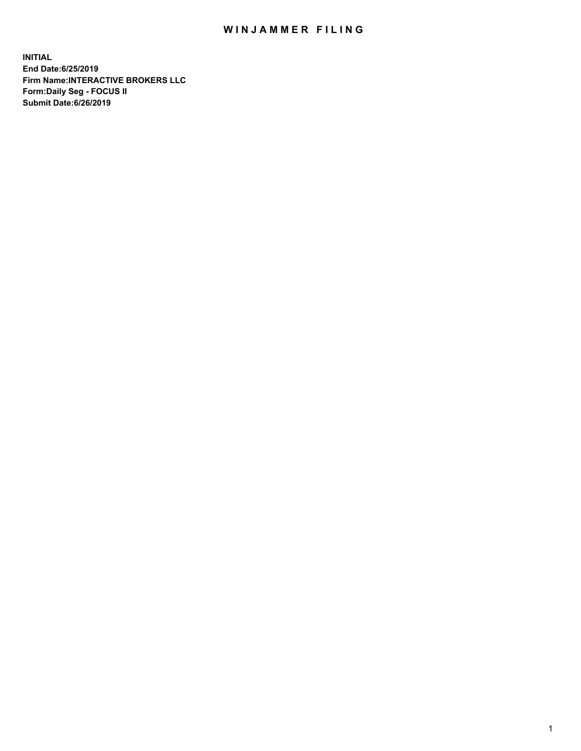# WINJAMMER FILING

**INITIAL**
**End Date:6/25/2019**
**Firm Name:INTERACTIVE BROKERS LLC**
**Form:Daily Seg - FOCUS II**
**Submit Date:6/26/2019**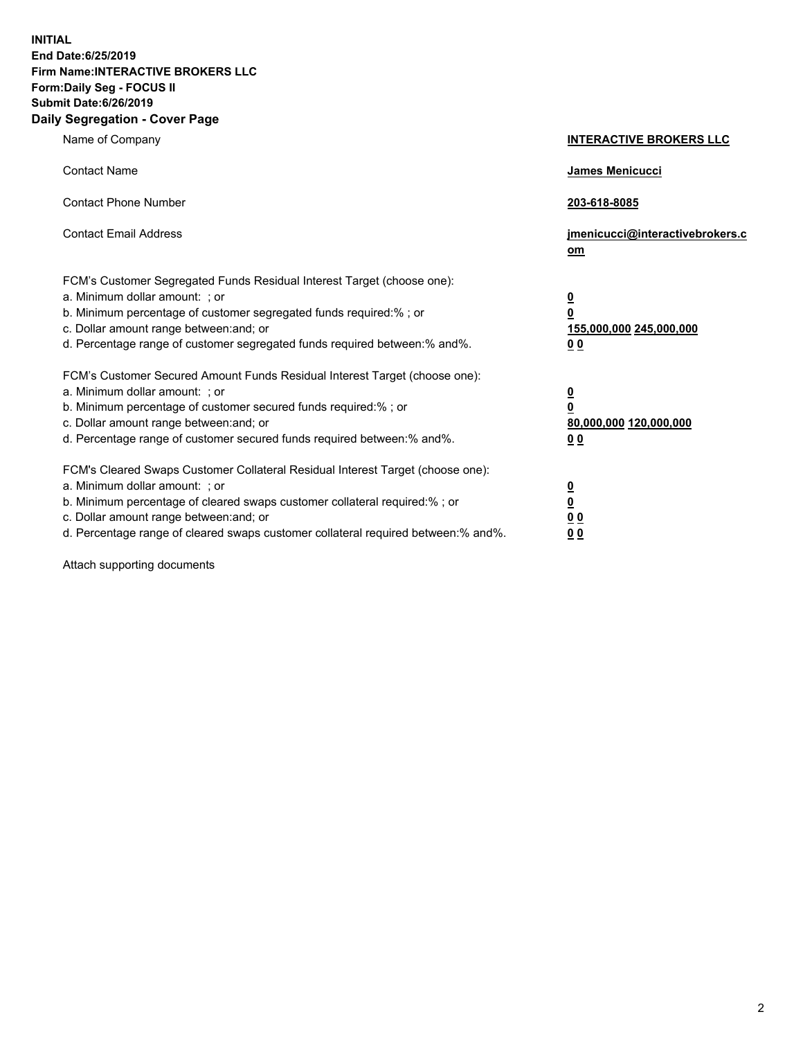**INITIAL**
**End Date:6/25/2019**
**Firm Name:INTERACTIVE BROKERS LLC**
**Form:Daily Seg - FOCUS II**
**Submit Date:6/26/2019**
**Daily Segregation - Cover Page**

| | |
|---|---|
| Name of Company | **INTERACTIVE BROKERS LLC** |
| Contact Name | **James Menicucci** |
| Contact Phone Number | **203-618-8085** |
| Contact Email Address | **jmenicucci@interactivebrokers.com** |
| FCM's Customer Segregated Funds Residual Interest Target (choose one): | |
| a. Minimum dollar amount: ; or | **0** |
| b. Minimum percentage of customer segregated funds required:% ; or | **0** |
| c. Dollar amount range between:and; or | **155,000,000 245,000,000** |
| d. Percentage range of customer segregated funds required between:% and%. | **0 0** |
| FCM's Customer Secured Amount Funds Residual Interest Target (choose one): | |
| a. Minimum dollar amount: ; or | **0** |
| b. Minimum percentage of customer secured funds required:% ; or | **0** |
| c. Dollar amount range between:and; or | **80,000,000 120,000,000** |
| d. Percentage range of customer secured funds required between:% and%. | **0 0** |
| FCM's Cleared Swaps Customer Collateral Residual Interest Target (choose one): | |
| a. Minimum dollar amount: ; or | **0** |
| b. Minimum percentage of cleared swaps customer collateral required:% ; or | **0** |
| c. Dollar amount range between:and; or | **0 0** |
| d. Percentage range of cleared swaps customer collateral required between:% and%. | **0 0** |

Attach supporting documents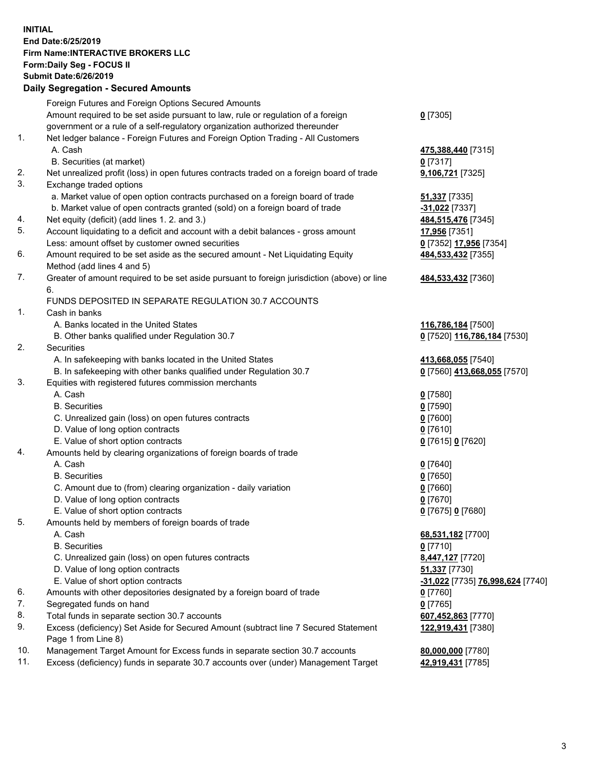**INITIAL**
**End Date:6/25/2019**
**Firm Name:INTERACTIVE BROKERS LLC**
**Form:Daily Seg - FOCUS II**
**Submit Date:6/26/2019**

## Daily Segregation - Secured Amounts

| | | |
|---|---|---|
| | Foreign Futures and Foreign Options Secured Amounts | |
| | Amount required to be set aside pursuant to law, rule or regulation of a foreign government or a rule of a self-regulatory organization authorized thereunder | **0** [7305] |
| 1. | Net ledger balance - Foreign Futures and Foreign Option Trading - All Customers | |
| | A. Cash | **475,388,440** [7315] |
| | B. Securities (at market) | **0** [7317] |
| 2. | Net unrealized profit (loss) in open futures contracts traded on a foreign board of trade | **9,106,721** [7325] |
| 3. | Exchange traded options | |
| | a. Market value of open option contracts purchased on a foreign board of trade | **51,337** [7335] |
| | b. Market value of open contracts granted (sold) on a foreign board of trade | **-31,022** [7337] |
| 4. | Net equity (deficit) (add lines 1. 2. and 3.) | **484,515,476** [7345] |
| 5. | Account liquidating to a deficit and account with a debit balances - gross amount | **17,956** [7351] |
| | Less: amount offset by customer owned securities | **0** [7352] **17,956** [7354] |
| 6. | Amount required to be set aside as the secured amount - Net Liquidating Equity Method (add lines 4 and 5) | **484,533,432** [7355] |
| 7. | Greater of amount required to be set aside pursuant to foreign jurisdiction (above) or line 6. | **484,533,432** [7360] |
| | FUNDS DEPOSITED IN SEPARATE REGULATION 30.7 ACCOUNTS | |
| 1. | Cash in banks | |
| | A. Banks located in the United States | **116,786,184** [7500] |
| | B. Other banks qualified under Regulation 30.7 | **0** [7520] **116,786,184** [7530] |
| 2. | Securities | |
| | A. In safekeeping with banks located in the United States | **413,668,055** [7540] |
| | B. In safekeeping with other banks qualified under Regulation 30.7 | **0** [7560] **413,668,055** [7570] |
| 3. | Equities with registered futures commission merchants | |
| | A. Cash | **0** [7580] |
| | B. Securities | **0** [7590] |
| | C. Unrealized gain (loss) on open futures contracts | **0** [7600] |
| | D. Value of long option contracts | **0** [7610] |
| | E. Value of short option contracts | **0** [7615] **0** [7620] |
| 4. | Amounts held by clearing organizations of foreign boards of trade | |
| | A. Cash | **0** [7640] |
| | B. Securities | **0** [7650] |
| | C. Amount due to (from) clearing organization - daily variation | **0** [7660] |
| | D. Value of long option contracts | **0** [7670] |
| | E. Value of short option contracts | **0** [7675] **0** [7680] |
| 5. | Amounts held by members of foreign boards of trade | |
| | A. Cash | **68,531,182** [7700] |
| | B. Securities | **0** [7710] |
| | C. Unrealized gain (loss) on open futures contracts | **8,447,127** [7720] |
| | D. Value of long option contracts | **51,337** [7730] |
| | E. Value of short option contracts | **-31,022** [7735] **76,998,624** [7740] |
| 6. | Amounts with other depositories designated by a foreign board of trade | **0** [7760] |
| 7. | Segregated funds on hand | **0** [7765] |
| 8. | Total funds in separate section 30.7 accounts | **607,452,863** [7770] |
| 9. | Excess (deficiency) Set Aside for Secured Amount (subtract line 7 Secured Statement Page 1 from Line 8) | **122,919,431** [7380] |
| 10. | Management Target Amount for Excess funds in separate section 30.7 accounts | **80,000,000** [7780] |
| 11. | Excess (deficiency) funds in separate 30.7 accounts over (under) Management Target | **42,919,431** [7785] |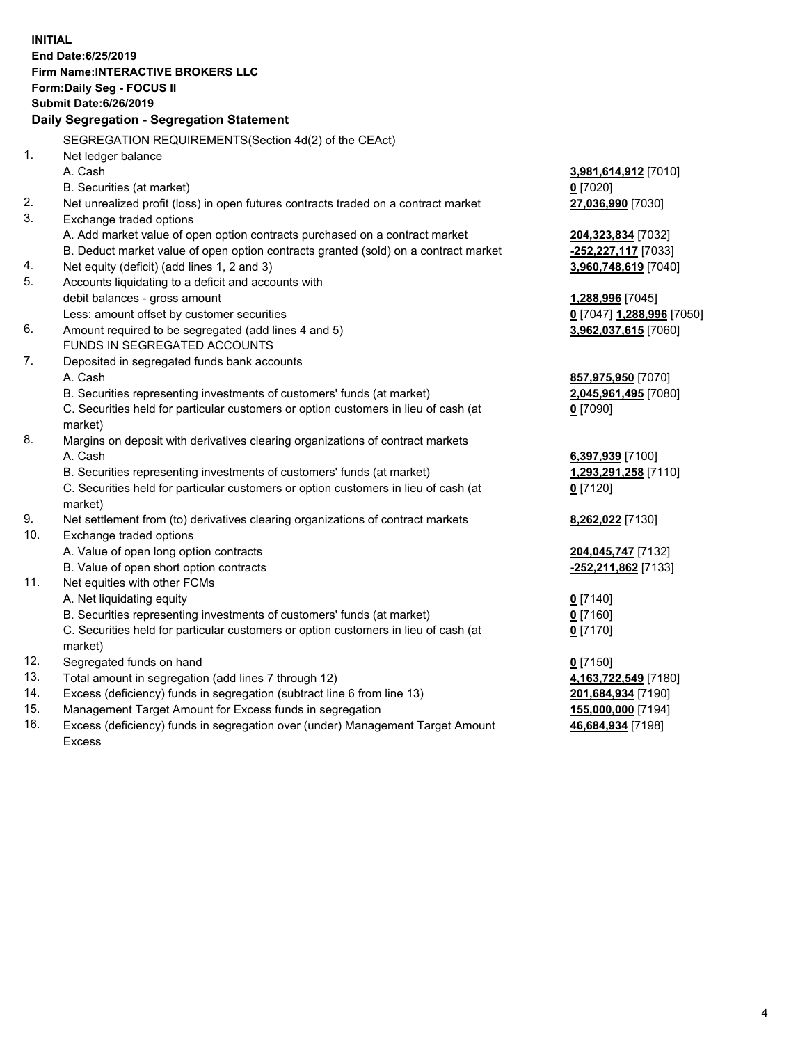**INITIAL**
**End Date:6/25/2019**
**Firm Name:INTERACTIVE BROKERS LLC**
**Form:Daily Seg - FOCUS II**
**Submit Date:6/26/2019**

**Daily Segregation - Segregation Statement**

| | | |
|---|---|---|
| | SEGREGATION REQUIREMENTS(Section 4d(2) of the CEAct) | |
| 1. | Net ledger balance | |
| | A. Cash | **3,981,614,912** [7010] |
| | B. Securities (at market) | **0** [7020] |
| 2. | Net unrealized profit (loss) in open futures contracts traded on a contract market | **27,036,990** [7030] |
| 3. | Exchange traded options | |
| | A. Add market value of open option contracts purchased on a contract market | **204,323,834** [7032] |
| | B. Deduct market value of open option contracts granted (sold) on a contract market | **-252,227,117** [7033] |
| 4. | Net equity (deficit) (add lines 1, 2 and 3) | **3,960,748,619** [7040] |
| 5. | Accounts liquidating to a deficit and accounts with | |
| | debit balances - gross amount | **1,288,996** [7045] |
| | Less: amount offset by customer securities | **0** [7047] **1,288,996** [7050] |
| 6. | Amount required to be segregated (add lines 4 and 5) | **3,962,037,615** [7060] |
| | FUNDS IN SEGREGATED ACCOUNTS | |
| 7. | Deposited in segregated funds bank accounts | |
| | A. Cash | **857,975,950** [7070] |
| | B. Securities representing investments of customers' funds (at market) | **2,045,961,495** [7080] |
| | C. Securities held for particular customers or option customers in lieu of cash (at market) | **0** [7090] |
| 8. | Margins on deposit with derivatives clearing organizations of contract markets | |
| | A. Cash | **6,397,939** [7100] |
| | B. Securities representing investments of customers' funds (at market) | **1,293,291,258** [7110] |
| | C. Securities held for particular customers or option customers in lieu of cash (at market) | **0** [7120] |
| 9. | Net settlement from (to) derivatives clearing organizations of contract markets | **8,262,022** [7130] |
| 10. | Exchange traded options | |
| | A. Value of open long option contracts | **204,045,747** [7132] |
| | B. Value of open short option contracts | **-252,211,862** [7133] |
| 11. | Net equities with other FCMs | |
| | A. Net liquidating equity | **0** [7140] |
| | B. Securities representing investments of customers' funds (at market) | **0** [7160] |
| | C. Securities held for particular customers or option customers in lieu of cash (at market) | **0** [7170] |
| 12. | Segregated funds on hand | **0** [7150] |
| 13. | Total amount in segregation (add lines 7 through 12) | **4,163,722,549** [7180] |
| 14. | Excess (deficiency) funds in segregation (subtract line 6 from line 13) | **201,684,934** [7190] |
| 15. | Management Target Amount for Excess funds in segregation | **155,000,000** [7194] |
| 16. | Excess (deficiency) funds in segregation over (under) Management Target Amount Excess | **46,684,934** [7198] |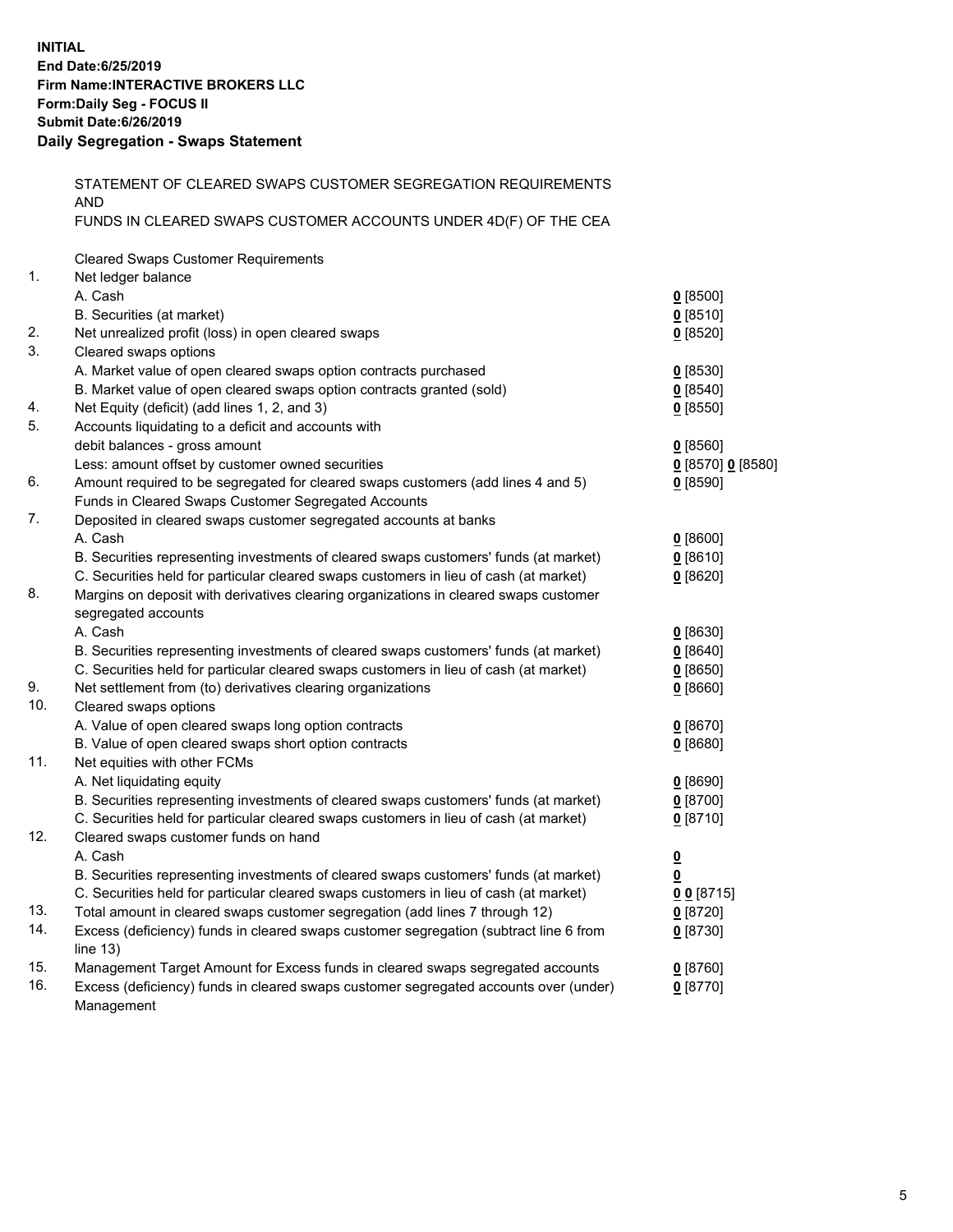**INITIAL**
**End Date:6/25/2019**
**Firm Name:INTERACTIVE BROKERS LLC**
**Form:Daily Seg - FOCUS II**
**Submit Date:6/26/2019**
**Daily Segregation - Swaps Statement**

STATEMENT OF CLEARED SWAPS CUSTOMER SEGREGATION REQUIREMENTS AND FUNDS IN CLEARED SWAPS CUSTOMER ACCOUNTS UNDER 4D(F) OF THE CEA

| | | |
|---|---|---|
| | Cleared Swaps Customer Requirements | |
| 1. | Net ledger balance | |
| | A. Cash | 0 [8500] |
| | B. Securities (at market) | 0 [8510] |
| 2. | Net unrealized profit (loss) in open cleared swaps | 0 [8520] |
| 3. | Cleared swaps options | |
| | A. Market value of open cleared swaps option contracts purchased | 0 [8530] |
| | B. Market value of open cleared swaps option contracts granted (sold) | 0 [8540] |
| 4. | Net Equity (deficit) (add lines 1, 2, and 3) | 0 [8550] |
| 5. | Accounts liquidating to a deficit and accounts with debit balances - gross amount | 0 [8560] |
| | Less: amount offset by customer owned securities | 0 [8570] 0 [8580] |
| 6. | Amount required to be segregated for cleared swaps customers (add lines 4 and 5) | 0 [8590] |
| | Funds in Cleared Swaps Customer Segregated Accounts | |
| 7. | Deposited in cleared swaps customer segregated accounts at banks | |
| | A. Cash | 0 [8600] |
| | B. Securities representing investments of cleared swaps customers' funds (at market) | 0 [8610] |
| | C. Securities held for particular cleared swaps customers in lieu of cash (at market) | 0 [8620] |
| 8. | Margins on deposit with derivatives clearing organizations in cleared swaps customer segregated accounts | |
| | A. Cash | 0 [8630] |
| | B. Securities representing investments of cleared swaps customers' funds (at market) | 0 [8640] |
| | C. Securities held for particular cleared swaps customers in lieu of cash (at market) | 0 [8650] |
| 9. | Net settlement from (to) derivatives clearing organizations | 0 [8660] |
| 10. | Cleared swaps options | |
| | A. Value of open cleared swaps long option contracts | 0 [8670] |
| | B. Value of open cleared swaps short option contracts | 0 [8680] |
| 11. | Net equities with other FCMs | |
| | A. Net liquidating equity | 0 [8690] |
| | B. Securities representing investments of cleared swaps customers' funds (at market) | 0 [8700] |
| | C. Securities held for particular cleared swaps customers in lieu of cash (at market) | 0 [8710] |
| 12. | Cleared swaps customer funds on hand | |
| | A. Cash | 0 |
| | B. Securities representing investments of cleared swaps customers' funds (at market) | 0 |
| | C. Securities held for particular cleared swaps customers in lieu of cash (at market) | 0 0 [8715] |
| 13. | Total amount in cleared swaps customer segregation (add lines 7 through 12) | 0 [8720] |
| 14. | Excess (deficiency) funds in cleared swaps customer segregation (subtract line 6 from line 13) | 0 [8730] |
| 15. | Management Target Amount for Excess funds in cleared swaps segregated accounts | 0 [8760] |
| 16. | Excess (deficiency) funds in cleared swaps customer segregated accounts over (under) Management | 0 [8770] |